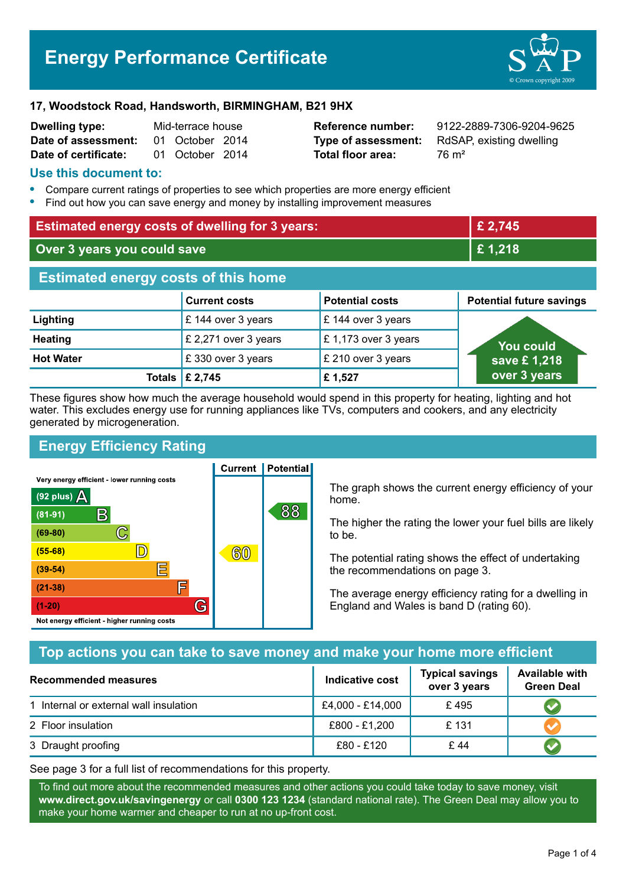# Energy Performance Certificate

**17, Woodstock Road, Handsworth, BIRMINGHAM, B21 9HX**

| | | | |
|---|---|---|---|
| **Dwelling type:** | Mid-terrace house | **Reference number:** | 9122-2889-7306-9204-9625 |
| **Date of assessment:** | 01 October 2014 | **Type of assessment:** | RdSAP, existing dwelling |
| **Date of certificate:** | 01 October 2014 | **Total floor area:** | 76 m² |

## Use this document to:

- Compare current ratings of properties to see which properties are more energy efficient
- Find out how you can save energy and money by installing improvement measures

| | |
|---|---|
| **Estimated energy costs of dwelling for 3 years:** | **£ 2,745** |
| **Over 3 years you could save** | **£ 1,218** |

## Estimated energy costs of this home

| | Current costs | Potential costs | Potential future savings |
|---|---|---|---|
| **Lighting** | £ 144 over 3 years | £ 144 over 3 years | You could save £ 1,218 over 3 years |
| **Heating** | £ 2,271 over 3 years | £ 1,173 over 3 years | |
| **Hot Water** | £ 330 over 3 years | £ 210 over 3 years | |
| **Totals** | **£ 2,745** | **£ 1,527** | |

These figures show how much the average household would spend in this property for heating, lighting and hot water. This excludes energy use for running appliances like TVs, computers and cookers, and any electricity generated by microgeneration.

## Energy Efficiency Rating

| Rating | Current | Potential |
|---|---|---|
| Very energy efficient - lower running costs | | |
| (92 plus) A | | |
| (81-91) B | | 88 |
| (69-80) C | | |
| (55-68) D | 60 | |
| (39-54) E | | |
| (21-38) F | | |
| (1-20) G | | |
| Not energy efficient - higher running costs | | |

The graph shows the current energy efficiency of your home.

The higher the rating the lower your fuel bills are likely to be.

The potential rating shows the effect of undertaking the recommendations on page 3.

The average energy efficiency rating for a dwelling in England and Wales is band D (rating 60).

## Top actions you can take to save money and make your home more efficient

| Recommended measures | Indicative cost | Typical savings over 3 years | Available with Green Deal |
|---|---|---|---|
| 1 Internal or external wall insulation | £4,000 - £14,000 | £ 495 | ✔ |
| 2 Floor insulation | £800 - £1,200 | £ 131 | ✔ |
| 3 Draught proofing | £80 - £120 | £ 44 | ✔ |

See page 3 for a full list of recommendations for this property.

To find out more about the recommended measures and other actions you could take today to save money, visit **www.direct.gov.uk/savingenergy** or call **0300 123 1234** (standard national rate). The Green Deal may allow you to make your home warmer and cheaper to run at no up-front cost.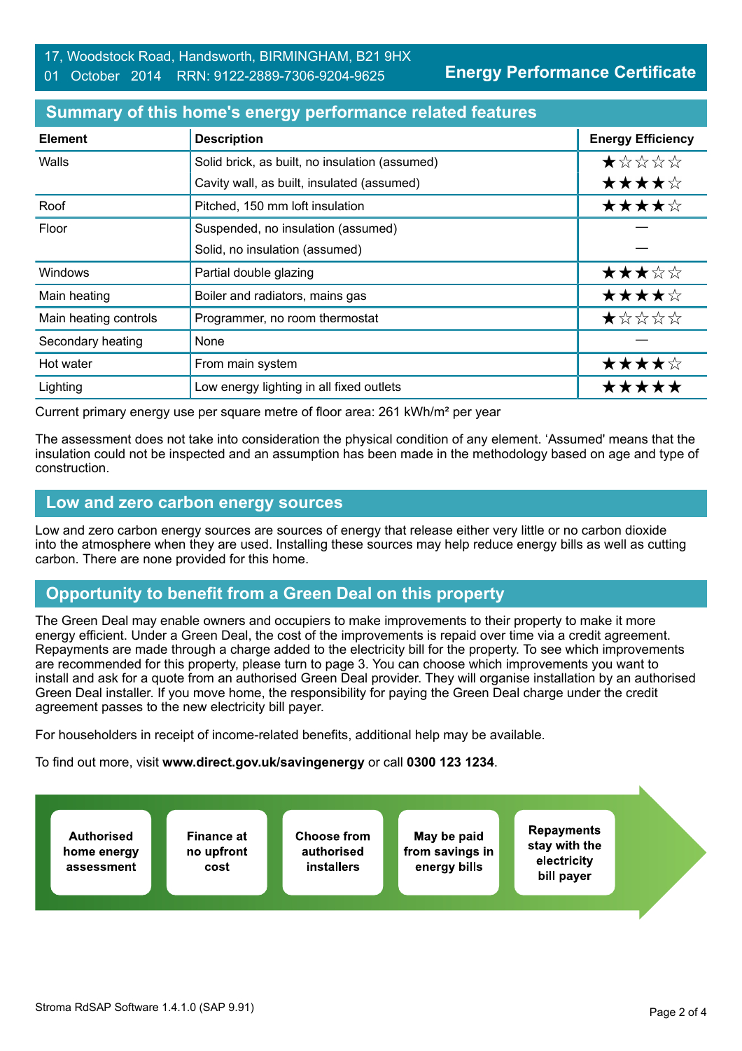17, Woodstock Road, Handsworth, BIRMINGHAM, B21 9HX
01 October 2014 RRN: 9122-2889-7306-9204-9625

**Energy Performance Certificate**

## Summary of this home's energy performance related features

| Element | Description | Energy Efficiency |
|---|---|---|
| Walls | Solid brick, as built, no insulation (assumed) | ★☆☆☆☆ |
| | Cavity wall, as built, insulated (assumed) | ★★★★☆ |
| Roof | Pitched, 150 mm loft insulation | ★★★★☆ |
| Floor | Suspended, no insulation (assumed) | — |
| | Solid, no insulation (assumed) | — |
| Windows | Partial double glazing | ★★★☆☆ |
| Main heating | Boiler and radiators, mains gas | ★★★★☆ |
| Main heating controls | Programmer, no room thermostat | ★☆☆☆☆ |
| Secondary heating | None | — |
| Hot water | From main system | ★★★★☆ |
| Lighting | Low energy lighting in all fixed outlets | ★★★★★ |

Current primary energy use per square metre of floor area: 261 kWh/m² per year

The assessment does not take into consideration the physical condition of any element. 'Assumed' means that the insulation could not be inspected and an assumption has been made in the methodology based on age and type of construction.

## Low and zero carbon energy sources

Low and zero carbon energy sources are sources of energy that release either very little or no carbon dioxide into the atmosphere when they are used. Installing these sources may help reduce energy bills as well as cutting carbon. There are none provided for this home.

## Opportunity to benefit from a Green Deal on this property

The Green Deal may enable owners and occupiers to make improvements to their property to make it more energy efficient. Under a Green Deal, the cost of the improvements is repaid over time via a credit agreement. Repayments are made through a charge added to the electricity bill for the property. To see which improvements are recommended for this property, please turn to page 3. You can choose which improvements you want to install and ask for a quote from an authorised Green Deal provider. They will organise installation by an authorised Green Deal installer. If you move home, the responsibility for paying the Green Deal charge under the credit agreement passes to the new electricity bill payer.

For householders in receipt of income-related benefits, additional help may be available.

To find out more, visit **www.direct.gov.uk/savingenergy** or call **0300 123 1234**.

- **Authorised home energy assessment**
- **Finance at no upfront cost**
- **Choose from authorised installers**
- **May be paid from savings in energy bills**
- **Repayments stay with the electricity bill payer**

Stroma RdSAP Software 1.4.1.0 (SAP 9.91)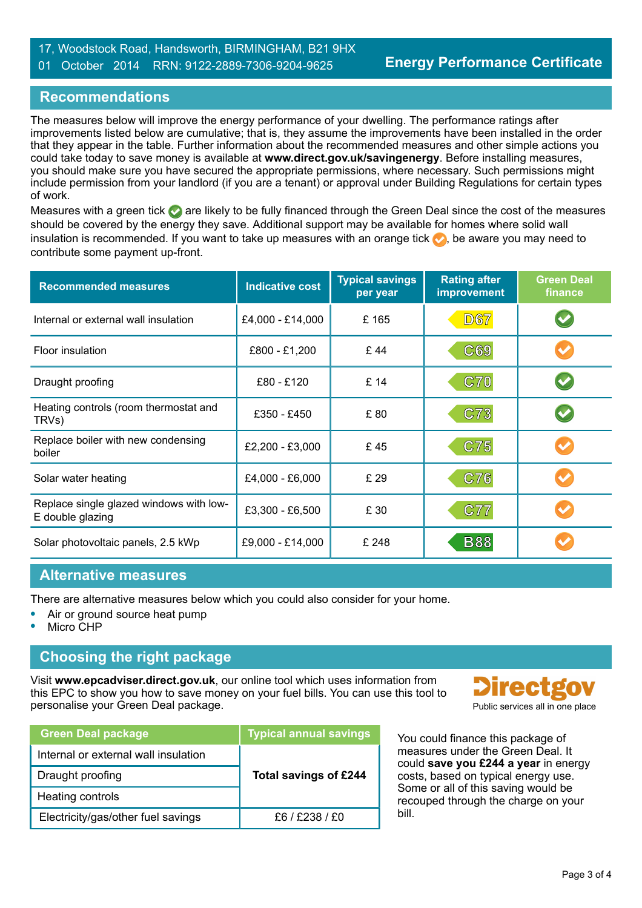17, Woodstock Road, Handsworth, BIRMINGHAM, B21 9HX
01 October 2014 RRN: 9122-2889-7306-9204-9625

**Energy Performance Certificate**

## Recommendations

The measures below will improve the energy performance of your dwelling. The performance ratings after improvements listed below are cumulative; that is, they assume the improvements have been installed in the order that they appear in the table. Further information about the recommended measures and other simple actions you could take today to save money is available at **www.direct.gov.uk/savingenergy**. Before installing measures, you should make sure you have secured the appropriate permissions, where necessary. Such permissions might include permission from your landlord (if you are a tenant) or approval under Building Regulations for certain types of work.

Measures with a green tick ✅ are likely to be fully financed through the Green Deal since the cost of the measures should be covered by the energy they save. Additional support may be available for homes where solid wall insulation is recommended. If you want to take up measures with an orange tick ✔, be aware you may need to contribute some payment up-front.

| Recommended measures | Indicative cost | Typical savings per year | Rating after improvement | Green Deal finance |
|---|---|---|---|---|
| Internal or external wall insulation | £4,000 - £14,000 | £ 165 | D67 | Green tick |
| Floor insulation | £800 - £1,200 | £ 44 | C69 | Orange tick |
| Draught proofing | £80 - £120 | £ 14 | C70 | Green tick |
| Heating controls (room thermostat and TRVs) | £350 - £450 | £ 80 | C73 | Green tick |
| Replace boiler with new condensing boiler | £2,200 - £3,000 | £ 45 | C75 | Orange tick |
| Solar water heating | £4,000 - £6,000 | £ 29 | C76 | Orange tick |
| Replace single glazed windows with low-E double glazing | £3,300 - £6,500 | £ 30 | C77 | Orange tick |
| Solar photovoltaic panels, 2.5 kWp | £9,000 - £14,000 | £ 248 | B88 | Orange tick |

## Alternative measures

There are alternative measures below which you could also consider for your home.

- Air or ground source heat pump
- Micro CHP

## Choosing the right package

Visit **www.epcadviser.direct.gov.uk**, our online tool which uses information from this EPC to show you how to save money on your fuel bills. You can use this tool to personalise your Green Deal package.

Directgov
Public services all in one place

| Green Deal package | Typical annual savings |
|---|---|
| Internal or external wall insulation | **Total savings of £244** |
| Draught proofing | |
| Heating controls | |
| Electricity/gas/other fuel savings | £6 / £238 / £0 |

You could finance this package of measures under the Green Deal. It could **save you £244 a year** in energy costs, based on typical energy use. Some or all of this saving would be recouped through the charge on your bill.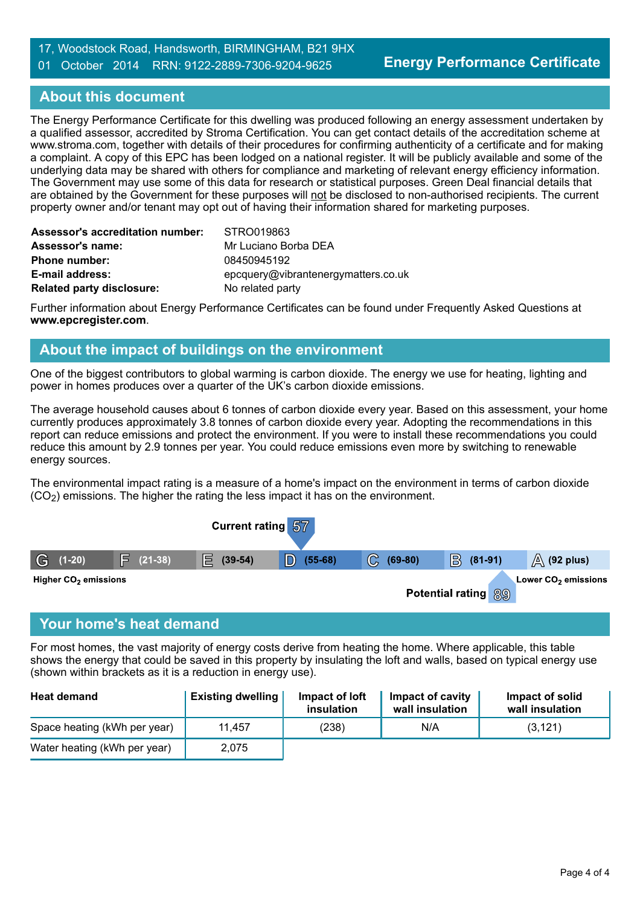17, Woodstock Road, Handsworth, BIRMINGHAM, B21 9HX
01 October 2014 RRN: 9122-2889-7306-9204-9625

**Energy Performance Certificate**

## About this document

The Energy Performance Certificate for this dwelling was produced following an energy assessment undertaken by a qualified assessor, accredited by Stroma Certification. You can get contact details of the accreditation scheme at www.stroma.com, together with details of their procedures for confirming authenticity of a certificate and for making a complaint. A copy of this EPC has been lodged on a national register. It will be publicly available and some of the underlying data may be shared with others for compliance and marketing of relevant energy efficiency information. The Government may use some of this data for research or statistical purposes. Green Deal financial details that are obtained by the Government for these purposes will not be disclosed to non-authorised recipients. The current property owner and/or tenant may opt out of having their information shared for marketing purposes.

| | |
|---|---|
| **Assessor's accreditation number:** | STRO019863 |
| **Assessor's name:** | Mr Luciano Borba DEA |
| **Phone number:** | 08450945192 |
| **E-mail address:** | epcquery@vibrantenergymatters.co.uk |
| **Related party disclosure:** | No related party |

Further information about Energy Performance Certificates can be found under Frequently Asked Questions at **www.epcregister.com**.

## About the impact of buildings on the environment

One of the biggest contributors to global warming is carbon dioxide. The energy we use for heating, lighting and power in homes produces over a quarter of the UK's carbon dioxide emissions.

The average household causes about 6 tonnes of carbon dioxide every year. Based on this assessment, your home currently produces approximately 3.8 tonnes of carbon dioxide every year. Adopting the recommendations in this report can reduce emissions and protect the environment. If you were to install these recommendations you could reduce this amount by 2.9 tonnes per year. You could reduce emissions even more by switching to renewable energy sources.

The environmental impact rating is a measure of a home's impact on the environment in terms of carbon dioxide ($CO_2$) emissions. The higher the rating the less impact it has on the environment.

Current rating 57

G (1-20) F (21-38) E (39-54) D (55-68) C (69-80) B (81-91) A (92 plus)

Higher $CO_2$ emissions

Lower $CO_2$ emissions

Potential rating 89

## Your home's heat demand

For most homes, the vast majority of energy costs derive from heating the home. Where applicable, this table shows the energy that could be saved in this property by insulating the loft and walls, based on typical energy use (shown within brackets as it is a reduction in energy use).

| Heat demand | Existing dwelling | Impact of loft insulation | Impact of cavity wall insulation | Impact of solid wall insulation |
|---|---|---|---|---|
| Space heating (kWh per year) | 11,457 | (238) | N/A | (3,121) |
| Water heating (kWh per year) | 2,075 | | | |